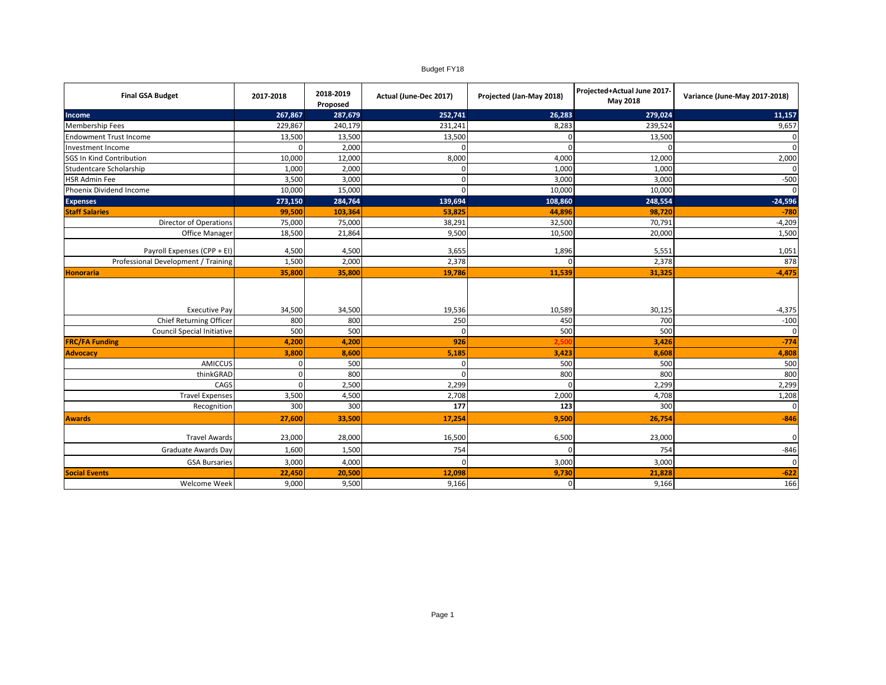Budget FY18

| Final GSA Budget | 2017-2018 | 2018-2019 Proposed | Actual (June-Dec 2017) | Projected (Jan-May 2018) | Projected+Actual June 2017-May 2018 | Variance (June-May 2017-2018) |
|---|---|---|---|---|---|---|
| **Income** | **267,867** | **287,679** | **252,741** | **26,283** | **279,024** | **11,157** |
| Membership Fees | 229,867 | 240,179 | 231,241 | 8,283 | 239,524 | 9,657 |
| Endowment Trust Income | 13,500 | 13,500 | 13,500 | 0 | 13,500 | 0 |
| Investment Income | 0 | 2,000 | 0 | 0 | 0 | 0 |
| SGS In Kind Contribution | 10,000 | 12,000 | 8,000 | 4,000 | 12,000 | 2,000 |
| Studentcare Scholarship | 1,000 | 2,000 | 0 | 1,000 | 1,000 | 0 |
| HSR Admin Fee | 3,500 | 3,000 | 0 | 3,000 | 3,000 | -500 |
| Phoenix Dividend Income | 10,000 | 15,000 | 0 | 10,000 | 10,000 | 0 |
| **Expenses** | **273,150** | **284,764** | **139,694** | **108,860** | **248,554** | **-24,596** |
| **Staff Salaries** | **99,500** | **103,364** | **53,825** | **44,896** | **98,720** | **-780** |
| Director of Operations | 75,000 | 75,000 | 38,291 | 32,500 | 70,791 | -4,209 |
| Office Manager | 18,500 | 21,864 | 9,500 | 10,500 | 20,000 | 1,500 |
| Payroll Expenses (CPP + EI) | 4,500 | 4,500 | 3,655 | 1,896 | 5,551 | 1,051 |
| Professional Development / Training | 1,500 | 2,000 | 2,378 | 0 | 2,378 | 878 |
| **Honoraria** | **35,800** | **35,800** | **19,786** | **11,539** | **31,325** | **-4,475** |
| Executive Pay | 34,500 | 34,500 | 19,536 | 10,589 | 30,125 | -4,375 |
| Chief Returning Officer | 800 | 800 | 250 | 450 | 700 | -100 |
| Council Special Initiative | 500 | 500 | 0 | 500 | 500 | 0 |
| **FRC/FA Funding** | **4,200** | **4,200** | **926** | **2,500** | **3,426** | **-774** |
| **Advocacy** | **3,800** | **8,600** | **5,185** | **3,423** | **8,608** | **4,808** |
| AMICCUS | 0 | 500 | 0 | 500 | 500 | 500 |
| thinkGRAD | 0 | 800 | 0 | 800 | 800 | 800 |
| CAGS | 0 | 2,500 | 2,299 | 0 | 2,299 | 2,299 |
| Travel Expenses | 3,500 | 4,500 | 2,708 | 2,000 | 4,708 | 1,208 |
| Recognition | 300 | 300 | **177** | **123** | 300 | 0 |
| **Awards** | **27,600** | **33,500** | **17,254** | **9,500** | **26,754** | **-846** |
| Travel Awards | 23,000 | 28,000 | 16,500 | 6,500 | 23,000 | 0 |
| Graduate Awards Day | 1,600 | 1,500 | 754 | 0 | 754 | -846 |
| GSA Bursaries | 3,000 | 4,000 | 0 | 3,000 | 3,000 | 0 |
| **Social Events** | **22,450** | **20,500** | **12,098** | **9,730** | **21,828** | **-622** |
| Welcome Week | 9,000 | 9,500 | 9,166 | 0 | 9,166 | 166 |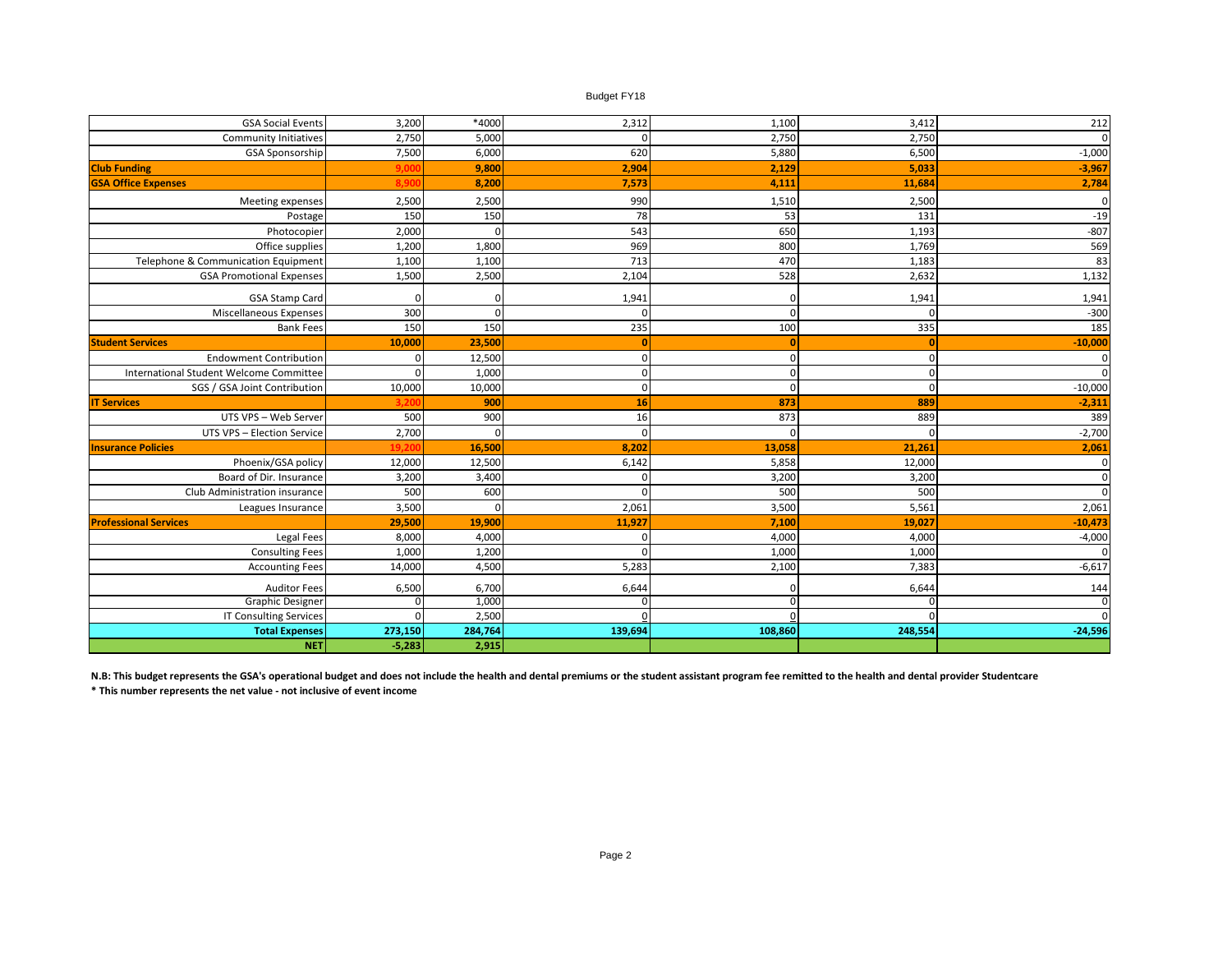Budget FY18

| | | | | | | |
|---|---|---|---|---|---|---|
| GSA Social Events | 3,200 | *4000 | 2,312 | 1,100 | 3,412 | 212 |
| Community Initiatives | 2,750 | 5,000 | 0 | 2,750 | 2,750 | 0 |
| GSA Sponsorship | 7,500 | 6,000 | 620 | 5,880 | 6,500 | -1,000 |
| **Club Funding** | **9,000** | **9,800** | **2,904** | **2,129** | **5,033** | **-3,967** |
| **GSA Office Expenses** | **8,900** | **8,200** | **7,573** | **4,111** | **11,684** | **2,784** |
| Meeting expenses | 2,500 | 2,500 | 990 | 1,510 | 2,500 | 0 |
| Postage | 150 | 150 | 78 | 53 | 131 | -19 |
| Photocopier | 2,000 | 0 | 543 | 650 | 1,193 | -807 |
| Office supplies | 1,200 | 1,800 | 969 | 800 | 1,769 | 569 |
| Telephone & Communication Equipment | 1,100 | 1,100 | 713 | 470 | 1,183 | 83 |
| GSA Promotional Expenses | 1,500 | 2,500 | 2,104 | 528 | 2,632 | 1,132 |
| GSA Stamp Card | 0 | 0 | 1,941 | 0 | 1,941 | 1,941 |
| Miscellaneous Expenses | 300 | 0 | 0 | 0 | 0 | -300 |
| Bank Fees | 150 | 150 | 235 | 100 | 335 | 185 |
| **Student Services** | **10,000** | **23,500** | **0** | **0** | **0** | **-10,000** |
| Endowment Contribution | 0 | 12,500 | 0 | 0 | 0 | 0 |
| International Student Welcome Committee | 0 | 1,000 | 0 | 0 | 0 | 0 |
| SGS / GSA Joint Contribution | 10,000 | 10,000 | 0 | 0 | 0 | -10,000 |
| **IT Services** | **3,200** | **900** | **16** | **873** | **889** | **-2,311** |
| UTS VPS – Web Server | 500 | 900 | 16 | 873 | 889 | 389 |
| UTS VPS – Election Service | 2,700 | 0 | 0 | 0 | 0 | -2,700 |
| **Insurance Policies** | **19,200** | **16,500** | **8,202** | **13,058** | **21,261** | **2,061** |
| Phoenix/GSA policy | 12,000 | 12,500 | 6,142 | 5,858 | 12,000 | 0 |
| Board of Dir. Insurance | 3,200 | 3,400 | 0 | 3,200 | 3,200 | 0 |
| Club Administration insurance | 500 | 600 | 0 | 500 | 500 | 0 |
| Leagues Insurance | 3,500 | 0 | 2,061 | 3,500 | 5,561 | 2,061 |
| **Professional Services** | **29,500** | **19,900** | **11,927** | **7,100** | **19,027** | **-10,473** |
| Legal Fees | 8,000 | 4,000 | 0 | 4,000 | 4,000 | -4,000 |
| Consulting Fees | 1,000 | 1,200 | 0 | 1,000 | 1,000 | 0 |
| Accounting Fees | 14,000 | 4,500 | 5,283 | 2,100 | 7,383 | -6,617 |
| Auditor Fees | 6,500 | 6,700 | 6,644 | 0 | 6,644 | 144 |
| Graphic Designer | 0 | 1,000 | 0 | 0 | 0 | 0 |
| IT Consulting Services | 0 | 2,500 | 0 | 0 | 0 | 0 |
| **Total Expenses** | **273,150** | **284,764** | **139,694** | **108,860** | **248,554** | **-24,596** |
| **NET** | **-5,283** | **2,915** | | | | |

**N.B: This budget represents the GSA's operational budget and does not include the health and dental premiums or the student assistant program fee remitted to the health and dental provider Studentcare**

**\* This number represents the net value - not inclusive of event income**